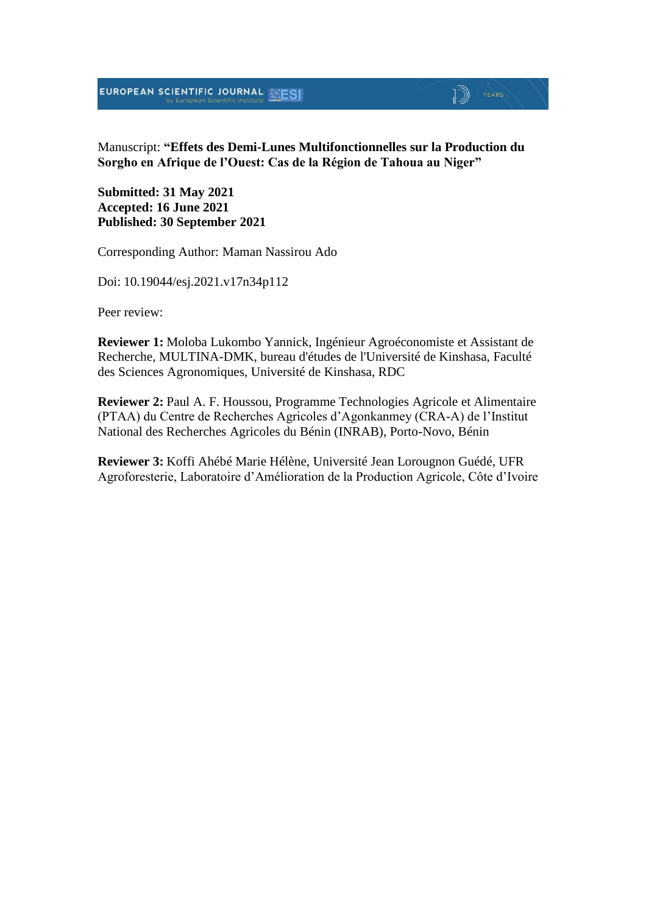Manuscript: **“Effets des Demi-Lunes Multifonctionnelles sur la Production du Sorgho en Afrique de l’Ouest: Cas de la Région de Tahoua au Niger”**

**Submitted: 31 May 2021**
**Accepted: 16 June 2021**
**Published: 30 September 2021**

Corresponding Author: Maman Nassirou Ado

Doi: 10.19044/esj.2021.v17n34p112

Peer review:

**Reviewer 1:** Moloba Lukombo Yannick, Ingénieur Agroéconomiste et Assistant de Recherche, MULTINA-DMK, bureau d'études de l'Université de Kinshasa, Faculté des Sciences Agronomiques, Université de Kinshasa, RDC

**Reviewer 2:** Paul A. F. Houssou, Programme Technologies Agricole et Alimentaire (PTAA) du Centre de Recherches Agricoles d’Agonkanmey (CRA-A) de l’Institut National des Recherches Agricoles du Bénin (INRAB), Porto-Novo, Bénin

**Reviewer 3:** Koffi Ahébé Marie Hélène, Université Jean Lorougnon Guédé, UFR Agroforesterie, Laboratoire d’Amélioration de la Production Agricole, Côte d’Ivoire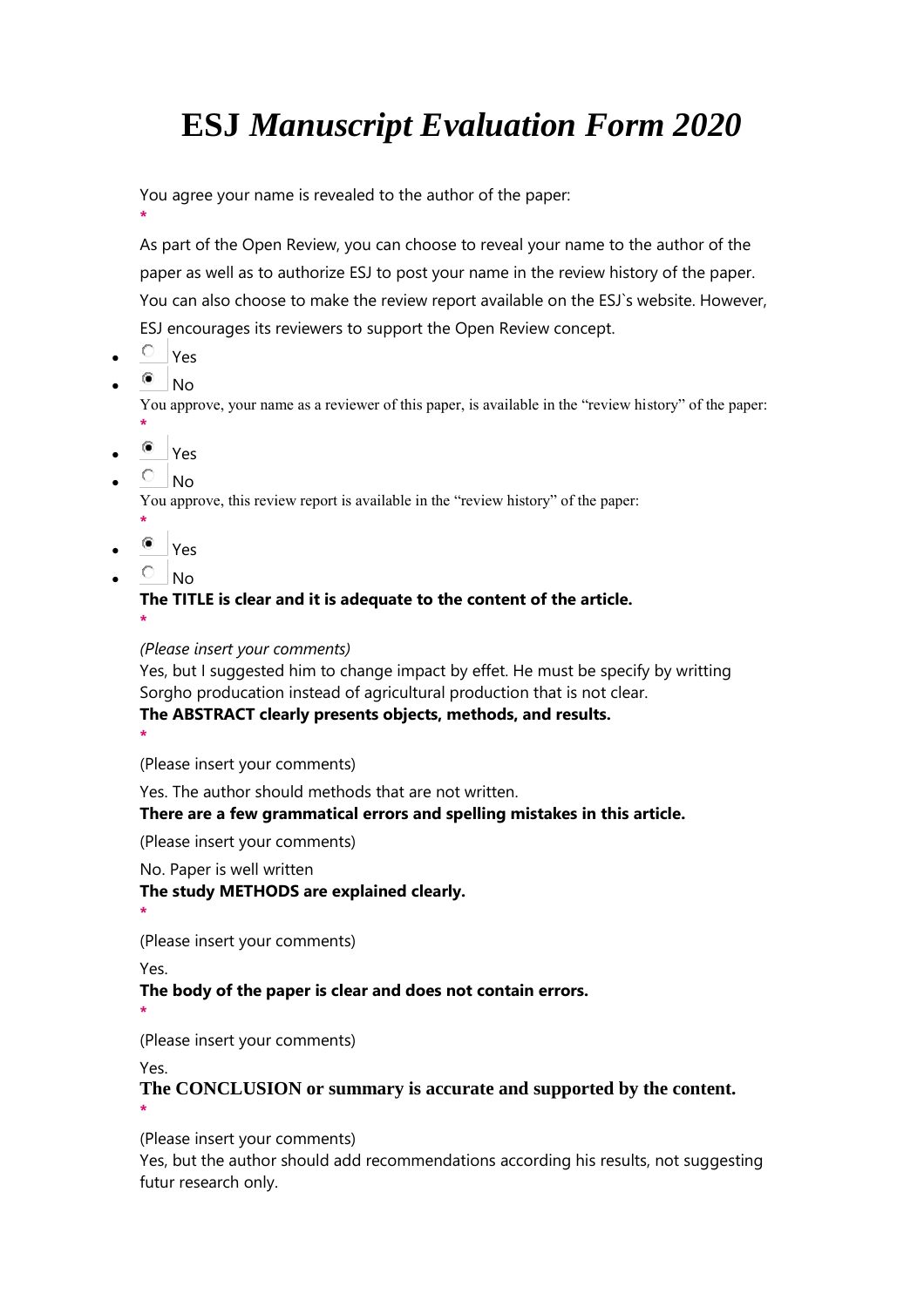# ESJ *Manuscript Evaluation Form 2020*

You agree your name is revealed to the author of the paper:
*

As part of the Open Review, you can choose to reveal your name to the author of the paper as well as to authorize ESJ to post your name in the review history of the paper. You can also choose to make the review report available on the ESJ`s website. However, ESJ encourages its reviewers to support the Open Review concept.

- ○ Yes
- ◉ No

You approve, your name as a reviewer of this paper, is available in the "review history" of the paper:
*

- ◉ Yes
- ○ No

You approve, this review report is available in the "review history" of the paper:
*

- ◉ Yes
- ○ No

**The TITLE is clear and it is adequate to the content of the article.**
*

*(Please insert your comments)*

Yes, but I suggested him to change impact by effet. He must be specify by writting Sorgho producation instead of agricultural production that is not clear.

**The ABSTRACT clearly presents objects, methods, and results.**
*

(Please insert your comments)

Yes. The author should methods that are not written.

**There are a few grammatical errors and spelling mistakes in this article.**

(Please insert your comments)

No. Paper is well written

**The study METHODS are explained clearly.**
*

(Please insert your comments)

Yes.

**The body of the paper is clear and does not contain errors.**
*

(Please insert your comments)

Yes.

**The CONCLUSION or summary is accurate and supported by the content.**
*

(Please insert your comments)

Yes, but the author should add recommendations according his results, not suggesting futur research only.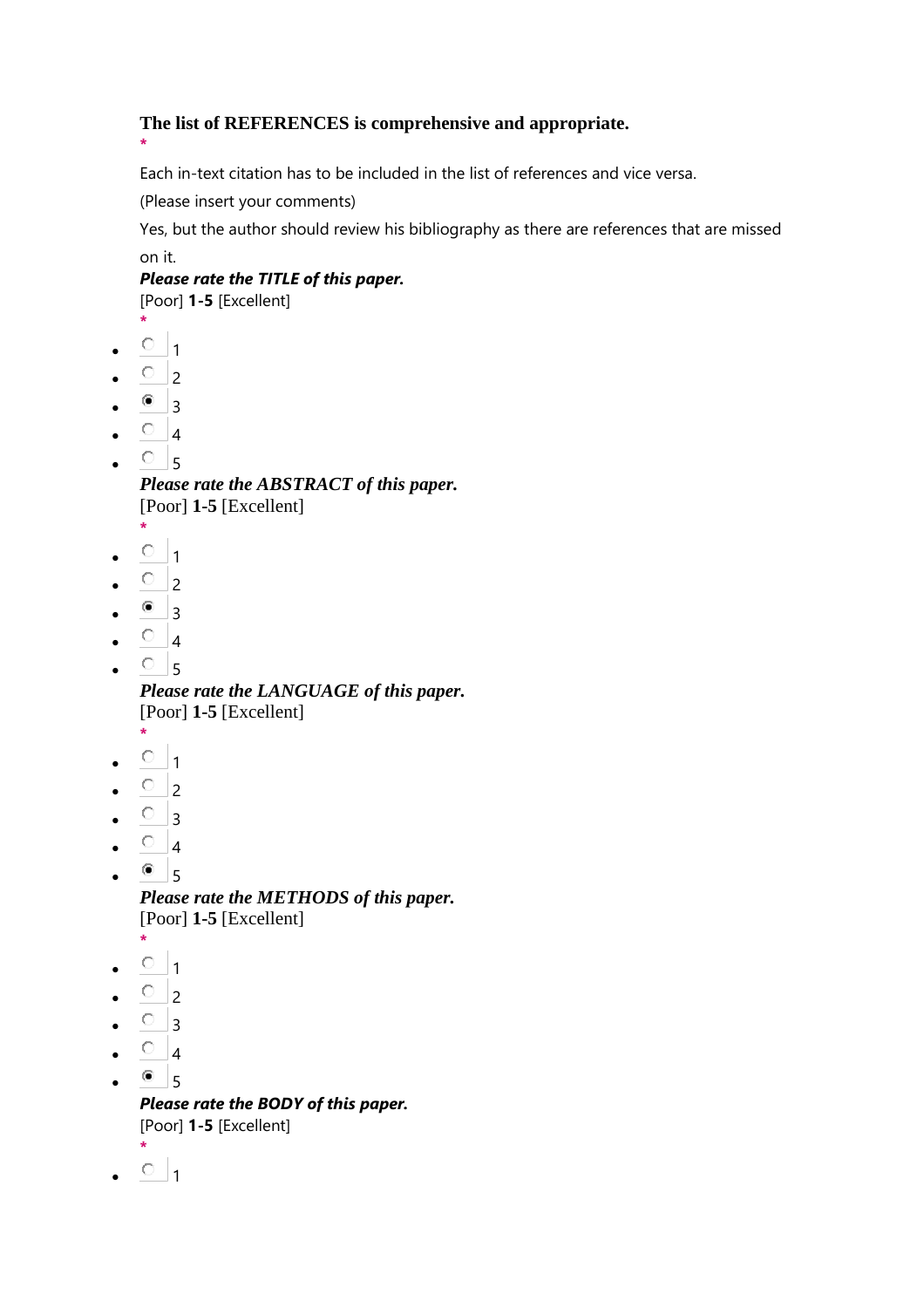**The list of REFERENCES is comprehensive and appropriate.**
*

Each in-text citation has to be included in the list of references and vice versa.

(Please insert your comments)

Yes, but the author should review his bibliography as there are references that are missed on it.

***Please rate the TITLE of this paper.***
[Poor] **1-5** [Excellent]
*

- ○ 1
- ○ 2
- ◉ 3
- ○ 4
- ○ 5

***Please rate the ABSTRACT of this paper.***
[Poor] **1-5** [Excellent]
*

- ○ 1
- ○ 2
- ◉ 3
- ○ 4
- ○ 5

***Please rate the LANGUAGE of this paper.***
[Poor] **1-5** [Excellent]
*

- ○ 1
- ○ 2
- ○ 3
- ○ 4
- ◉ 5

***Please rate the METHODS of this paper.***
[Poor] **1-5** [Excellent]
*

- ○ 1
- ○ 2
- ○ 3
- ○ 4
- ◉ 5

***Please rate the BODY of this paper.***
[Poor] **1-5** [Excellent]
*

- ○ 1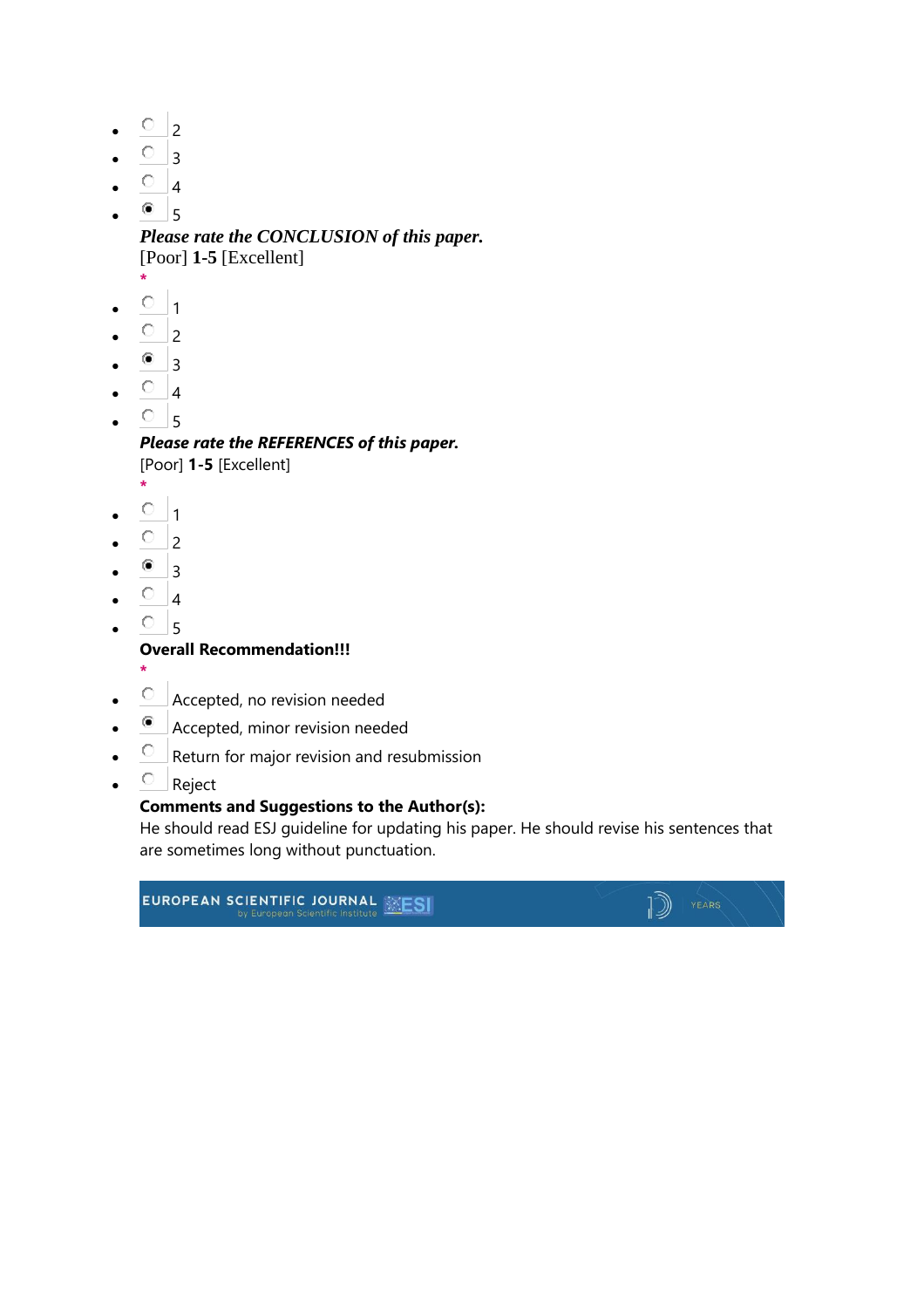- ○ 2
- ○ 3
- ○ 4
- ◉ 5

***Please rate the CONCLUSION of this paper.***
[Poor] **1-5** [Excellent]
*

- ○ 1
- ○ 2
- ◉ 3
- ○ 4
- ○ 5

***Please rate the REFERENCES of this paper.***
[Poor] **1-5** [Excellent]
*

- ○ 1
- ○ 2
- ◉ 3
- ○ 4
- ○ 5

**Overall Recommendation!!!**
*

- ○ Accepted, no revision needed
- ◉ Accepted, minor revision needed
- ○ Return for major revision and resubmission
- ○ Reject

**Comments and Suggestions to the Author(s):**
He should read ESJ guideline for updating his paper. He should revise his sentences that are sometimes long without punctuation.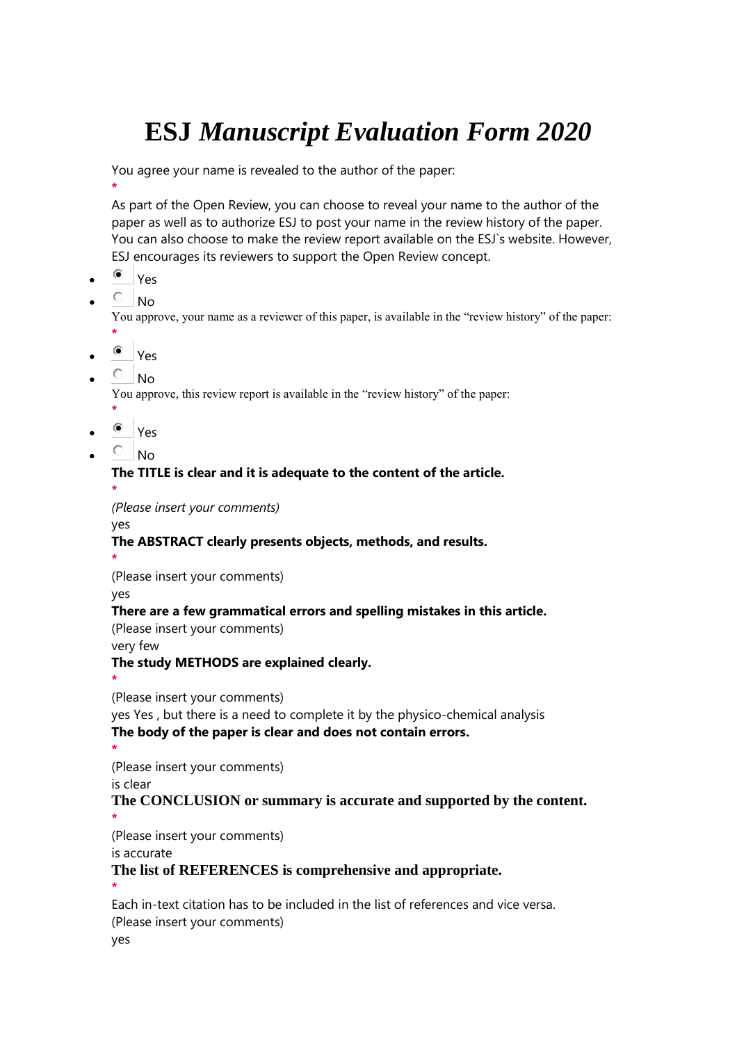# ESJ *Manuscript Evaluation Form 2020*

You agree your name is revealed to the author of the paper:

*

As part of the Open Review, you can choose to reveal your name to the author of the paper as well as to authorize ESJ to post your name in the review history of the paper. You can also choose to make the review report available on the ESJ`s website. However, ESJ encourages its reviewers to support the Open Review concept.

- (●) Yes
- ( ) No

You approve, your name as a reviewer of this paper, is available in the "review history" of the paper:

*

- (●) Yes
- ( ) No

You approve, this review report is available in the "review history" of the paper:

*

- (●) Yes
- ( ) No

**The TITLE is clear and it is adequate to the content of the article.**

*

*(Please insert your comments)*

yes

**The ABSTRACT clearly presents objects, methods, and results.**

*

(Please insert your comments)

yes

**There are a few grammatical errors and spelling mistakes in this article.**

(Please insert your comments)

very few

**The study METHODS are explained clearly.**

*

(Please insert your comments)

yes Yes , but there is a need to complete it by the physico-chemical analysis

**The body of the paper is clear and does not contain errors.**

*

(Please insert your comments)

is clear

**The CONCLUSION or summary is accurate and supported by the content.**

*

(Please insert your comments)

is accurate

**The list of REFERENCES is comprehensive and appropriate.**

*

Each in-text citation has to be included in the list of references and vice versa.

(Please insert your comments)

yes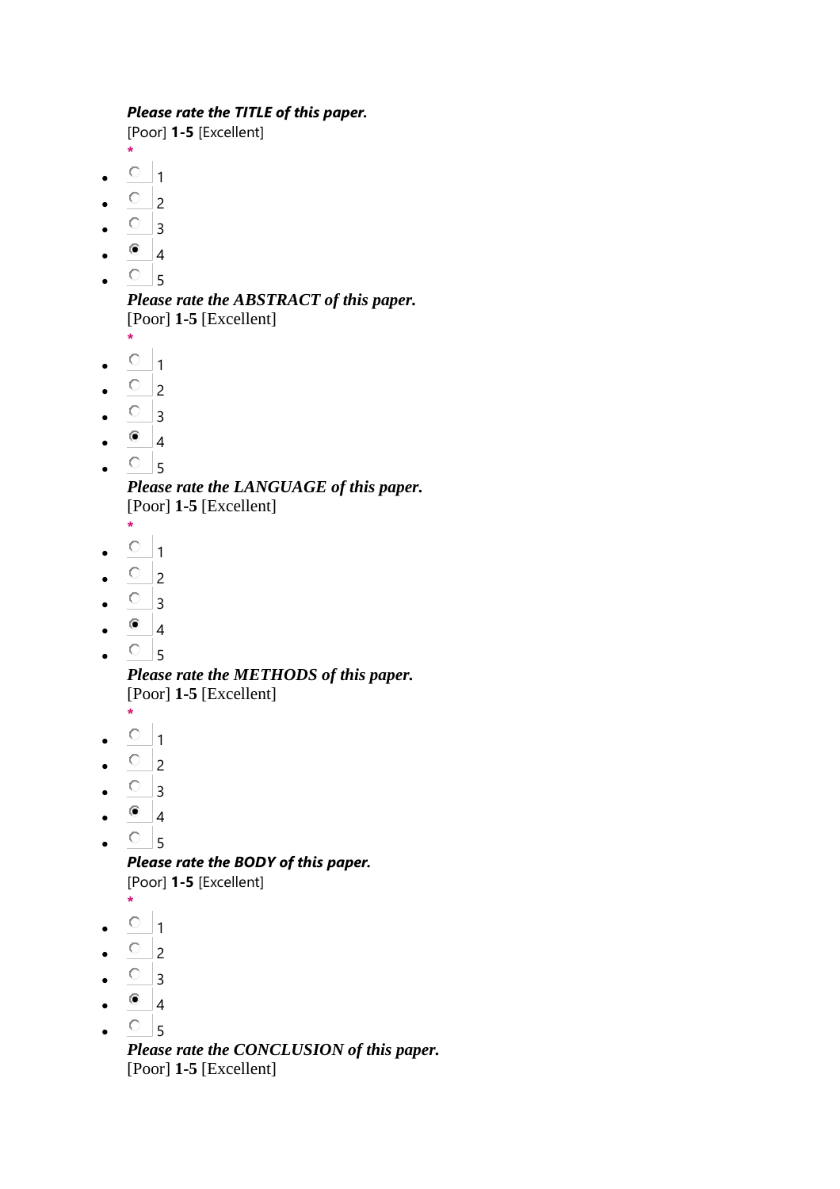***Please rate the TITLE of this paper.***
[Poor] **1-5** [Excellent]
*

- ○ 1
- ○ 2
- ○ 3
- ◉ 4
- ○ 5

***Please rate the ABSTRACT of this paper.***
[Poor] **1-5** [Excellent]
*

- ○ 1
- ○ 2
- ○ 3
- ◉ 4
- ○ 5

***Please rate the LANGUAGE of this paper.***
[Poor] **1-5** [Excellent]
*

- ○ 1
- ○ 2
- ○ 3
- ◉ 4
- ○ 5

***Please rate the METHODS of this paper.***
[Poor] **1-5** [Excellent]
*

- ○ 1
- ○ 2
- ○ 3
- ◉ 4
- ○ 5

***Please rate the BODY of this paper.***
[Poor] **1-5** [Excellent]
*

- ○ 1
- ○ 2
- ○ 3
- ◉ 4
- ○ 5

***Please rate the CONCLUSION of this paper.***
[Poor] **1-5** [Excellent]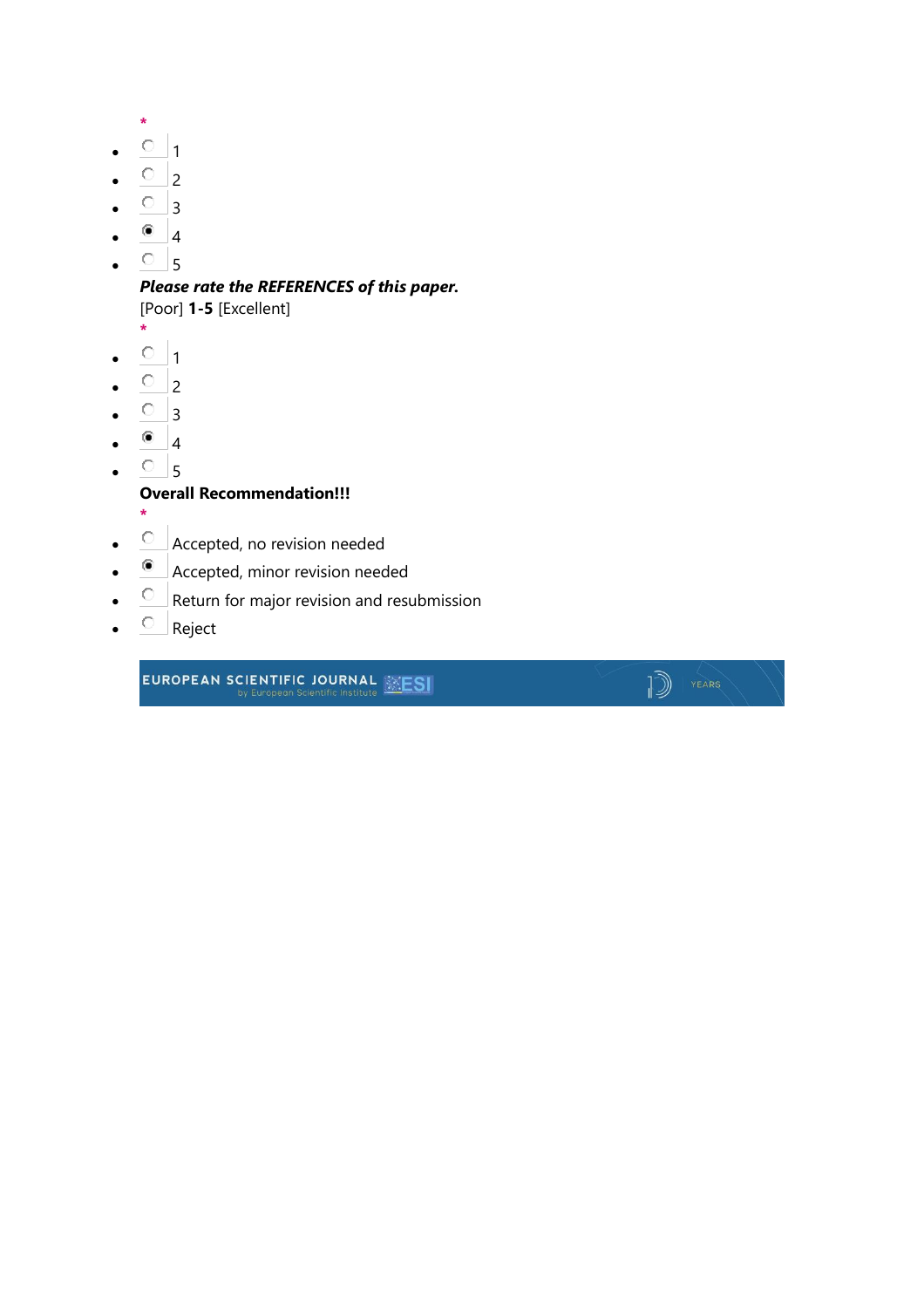*

- ○ 1
- ○ 2
- ○ 3
- ◉ 4
- ○ 5

***Please rate the REFERENCES of this paper.***
[Poor] **1-5** [Excellent]
*

- ○ 1
- ○ 2
- ○ 3
- ◉ 4
- ○ 5

**Overall Recommendation!!!**
*

- ○ Accepted, no revision needed
- ◉ Accepted, minor revision needed
- ○ Return for major revision and resubmission
- ○ Reject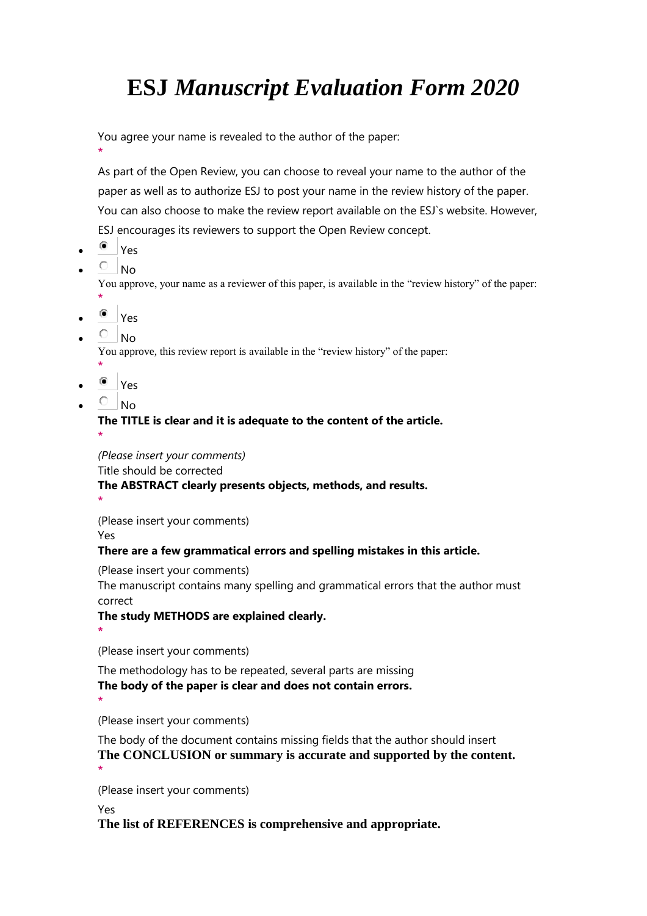# ESJ *Manuscript Evaluation Form 2020*

You agree your name is revealed to the author of the paper:
*

As part of the Open Review, you can choose to reveal your name to the author of the paper as well as to authorize ESJ to post your name in the review history of the paper. You can also choose to make the review report available on the ESJ`s website. However, ESJ encourages its reviewers to support the Open Review concept.

- [x] Yes
- [ ] No

You approve, your name as a reviewer of this paper, is available in the "review history" of the paper:
*

- [x] Yes
- [ ] No

You approve, this review report is available in the "review history" of the paper:
*

- [x] Yes
- [ ] No

**The TITLE is clear and it is adequate to the content of the article.**
*

*(Please insert your comments)*
Title should be corrected

**The ABSTRACT clearly presents objects, methods, and results.**
*

(Please insert your comments)
Yes

**There are a few grammatical errors and spelling mistakes in this article.**

(Please insert your comments)
The manuscript contains many spelling and grammatical errors that the author must correct

**The study METHODS are explained clearly.**
*

(Please insert your comments)

The methodology has to be repeated, several parts are missing

**The body of the paper is clear and does not contain errors.**
*

(Please insert your comments)

The body of the document contains missing fields that the author should insert

**The CONCLUSION or summary is accurate and supported by the content.**
*

(Please insert your comments)

Yes

**The list of REFERENCES is comprehensive and appropriate.**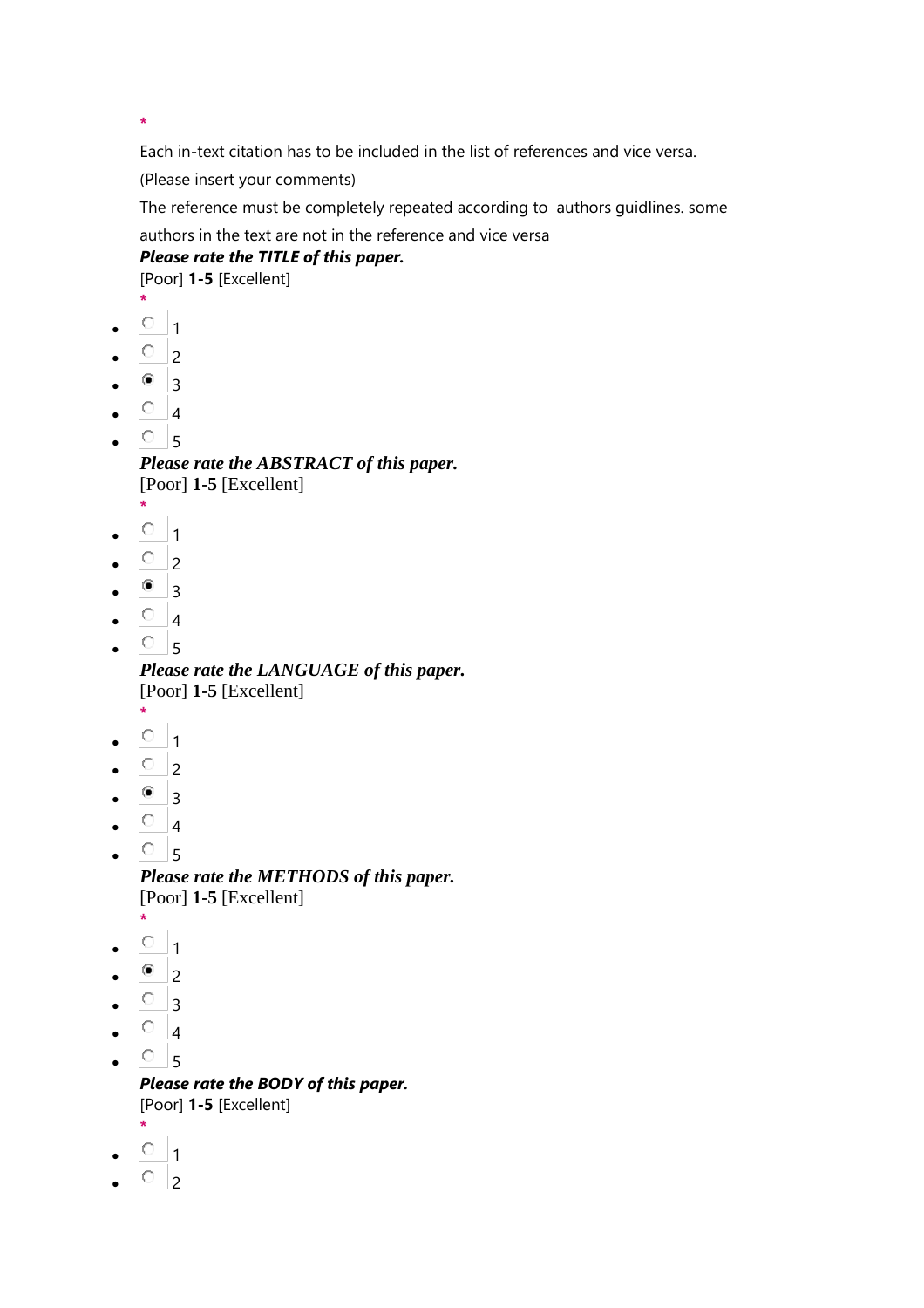*

Each in-text citation has to be included in the list of references and vice versa.

(Please insert your comments)

The reference must be completely repeated according to  authors guidlines. some authors in the text are not in the reference and vice versa

***Please rate the TITLE of this paper.***

[Poor] **1-5** [Excellent]

*

- ○ 1
- ○ 2
- ◉ 3
- ○ 4
- ○ 5

***Please rate the ABSTRACT of this paper.***

[Poor] **1-5** [Excellent]

*

- ○ 1
- ○ 2
- ◉ 3
- ○ 4
- ○ 5

***Please rate the LANGUAGE of this paper.***

[Poor] **1-5** [Excellent]

*

- ○ 1
- ○ 2
- ◉ 3
- ○ 4
- ○ 5

***Please rate the METHODS of this paper.***

[Poor] **1-5** [Excellent]

*

- ○ 1
- ◉ 2
- ○ 3
- ○ 4
- ○ 5

***Please rate the BODY of this paper.***

[Poor] **1-5** [Excellent]

*

- ○ 1
- ○ 2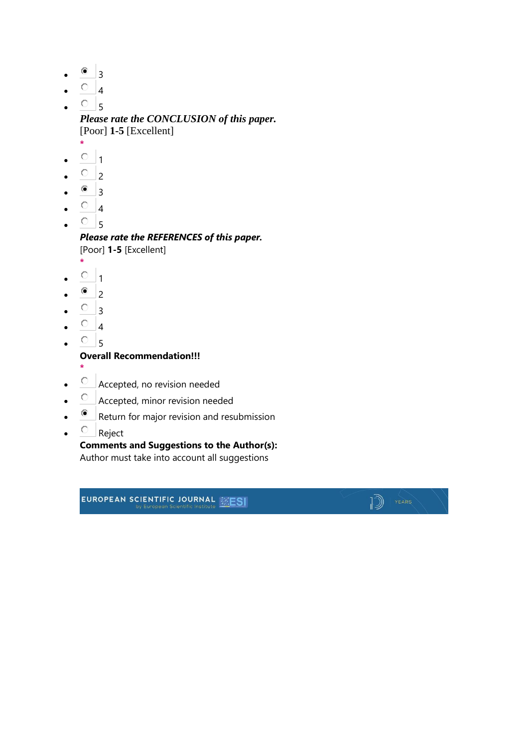- ◉ 3
- ○ 4
- ○ 5

***Please rate the CONCLUSION of this paper.***
[Poor] **1-5** [Excellent]
*

- ○ 1
- ○ 2
- ◉ 3
- ○ 4
- ○ 5

***Please rate the REFERENCES of this paper.***
[Poor] **1-5** [Excellent]
*

- ○ 1
- ◉ 2
- ○ 3
- ○ 4
- ○ 5

**Overall Recommendation!!!**
*

- ○ Accepted, no revision needed
- ○ Accepted, minor revision needed
- ◉ Return for major revision and resubmission
- ○ Reject

**Comments and Suggestions to the Author(s):**
Author must take into account all suggestions